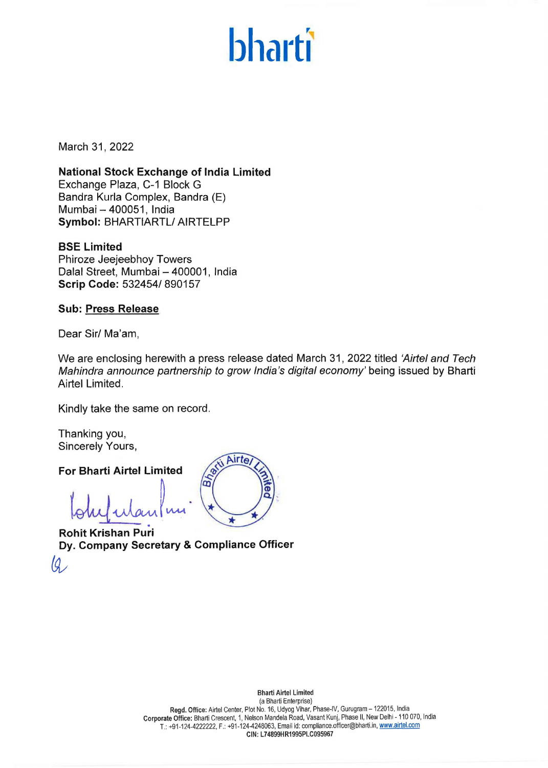bharti

March 31, 2022

**National Stock Exchange of India Limited**
Exchange Plaza, C-1 Block G
Bandra Kurla Complex, Bandra (E)
Mumbai – 400051, India
**Symbol:** BHARTIARTL/ AIRTELPP

**BSE Limited**
Phiroze Jeejeebhoy Towers
Dalal Street, Mumbai – 400001, India
**Scrip Code:** 532454/ 890157

**Sub: Press Release**

Dear Sir/ Ma'am,

We are enclosing herewith a press release dated March 31, 2022 titled *'Airtel and Tech Mahindra announce partnership to grow India's digital economy'* being issued by Bharti Airtel Limited.

Kindly take the same on record.

Thanking you,
Sincerely Yours,

**For Bharti Airtel Limited**

**Rohit Krishan Puri**
**Dy. Company Secretary & Compliance Officer**

**Bharti Airtel Limited**
(a Bharti Enterprise)
**Regd. Office:** Airtel Center, Plot No. 16, Udyog Vihar, Phase-IV, Gurugram – 122015, India
**Corporate Office:** Bharti Crescent, 1, Nelson Mandela Road, Vasant Kunj, Phase II, New Delhi - 110 070, India
T.: +91-124-4222222, F.: +91-124-4248063, Email id: compliance.officer@bharti.in, www.airtel.com
**CIN: L74899HR1995PLC095967**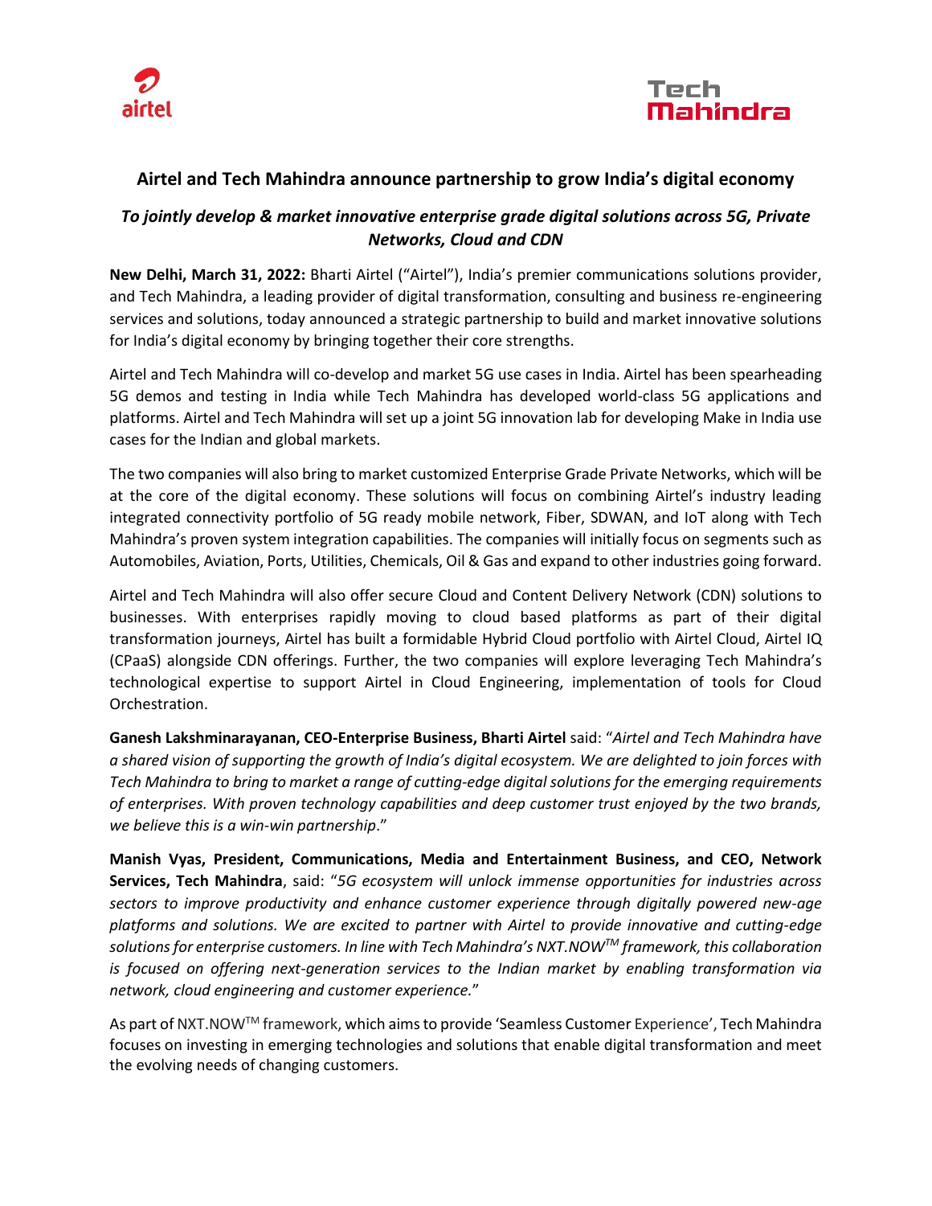## Airtel and Tech Mahindra announce partnership to grow India's digital economy

### *To jointly develop & market innovative enterprise grade digital solutions across 5G, Private Networks, Cloud and CDN*

**New Delhi, March 31, 2022:** Bharti Airtel ("Airtel"), India's premier communications solutions provider, and Tech Mahindra, a leading provider of digital transformation, consulting and business re-engineering services and solutions, today announced a strategic partnership to build and market innovative solutions for India's digital economy by bringing together their core strengths.

Airtel and Tech Mahindra will co-develop and market 5G use cases in India. Airtel has been spearheading 5G demos and testing in India while Tech Mahindra has developed world-class 5G applications and platforms. Airtel and Tech Mahindra will set up a joint 5G innovation lab for developing Make in India use cases for the Indian and global markets.

The two companies will also bring to market customized Enterprise Grade Private Networks, which will be at the core of the digital economy. These solutions will focus on combining Airtel's industry leading integrated connectivity portfolio of 5G ready mobile network, Fiber, SDWAN, and IoT along with Tech Mahindra's proven system integration capabilities. The companies will initially focus on segments such as Automobiles, Aviation, Ports, Utilities, Chemicals, Oil & Gas and expand to other industries going forward.

Airtel and Tech Mahindra will also offer secure Cloud and Content Delivery Network (CDN) solutions to businesses. With enterprises rapidly moving to cloud based platforms as part of their digital transformation journeys, Airtel has built a formidable Hybrid Cloud portfolio with Airtel Cloud, Airtel IQ (CPaaS) alongside CDN offerings. Further, the two companies will explore leveraging Tech Mahindra's technological expertise to support Airtel in Cloud Engineering, implementation of tools for Cloud Orchestration.

**Ganesh Lakshminarayanan, CEO-Enterprise Business, Bharti Airtel** said: "*Airtel and Tech Mahindra have a shared vision of supporting the growth of India's digital ecosystem. We are delighted to join forces with Tech Mahindra to bring to market a range of cutting-edge digital solutions for the emerging requirements of enterprises. With proven technology capabilities and deep customer trust enjoyed by the two brands, we believe this is a win-win partnership*."

**Manish Vyas, President, Communications, Media and Entertainment Business, and CEO, Network Services, Tech Mahindra**, said: "*5G ecosystem will unlock immense opportunities for industries across sectors to improve productivity and enhance customer experience through digitally powered new-age platforms and solutions. We are excited to partner with Airtel to provide innovative and cutting-edge solutions for enterprise customers. In line with Tech Mahindra's NXT.NOW™ framework, this collaboration is focused on offering next-generation services to the Indian market by enabling transformation via network, cloud engineering and customer experience.*"

As part of NXT.NOW™ framework, which aims to provide 'Seamless Customer Experience', Tech Mahindra focuses on investing in emerging technologies and solutions that enable digital transformation and meet the evolving needs of changing customers.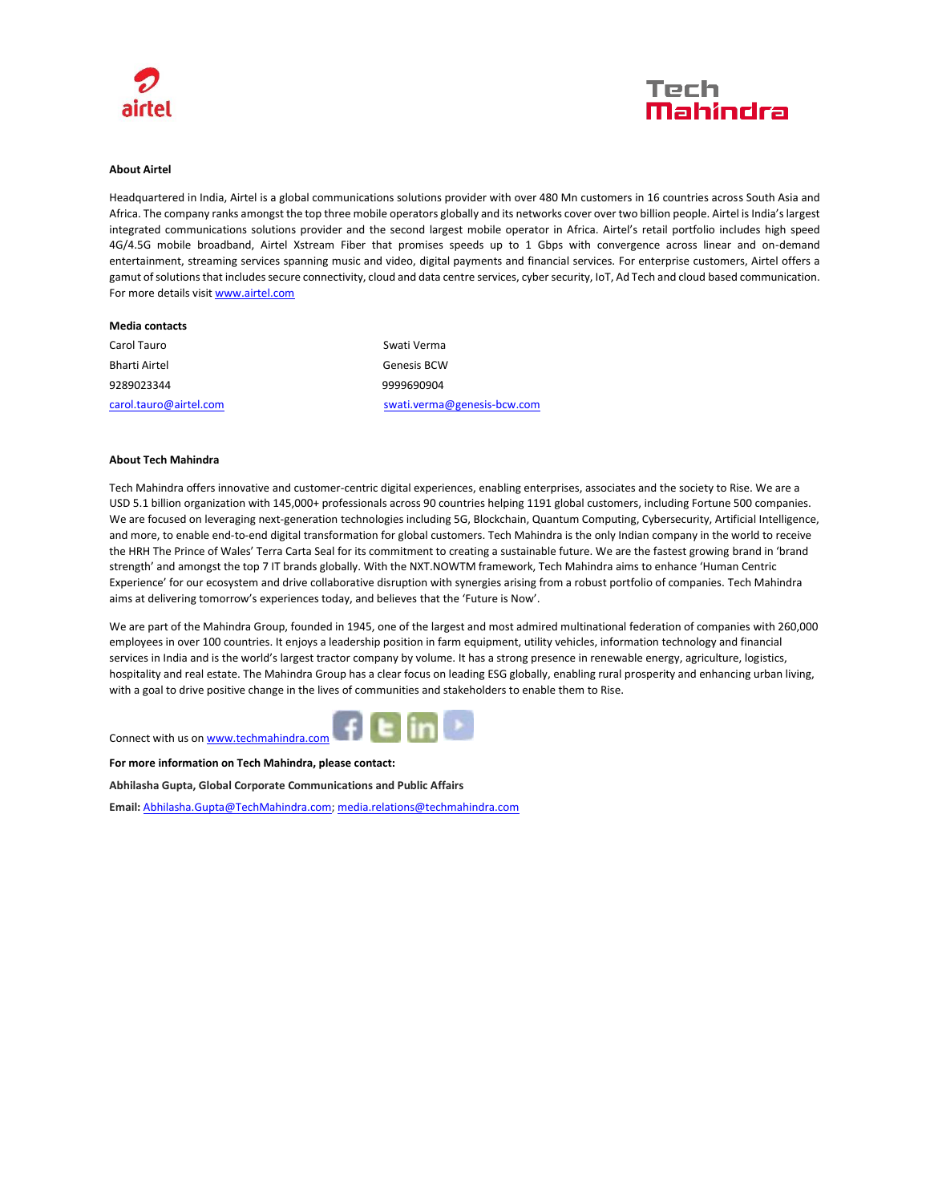**About Airtel**

Headquartered in India, Airtel is a global communications solutions provider with over 480 Mn customers in 16 countries across South Asia and Africa. The company ranks amongst the top three mobile operators globally and its networks cover over two billion people. Airtel is India's largest integrated communications solutions provider and the second largest mobile operator in Africa. Airtel's retail portfolio includes high speed 4G/4.5G mobile broadband, Airtel Xstream Fiber that promises speeds up to 1 Gbps with convergence across linear and on-demand entertainment, streaming services spanning music and video, digital payments and financial services. For enterprise customers, Airtel offers a gamut of solutions that includes secure connectivity, cloud and data centre services, cyber security, IoT, Ad Tech and cloud based communication. For more details visit www.airtel.com

**Media contacts**

| | |
|---|---|
| Carol Tauro | Swati Verma |
| Bharti Airtel | Genesis BCW |
| 9289023344 | 9999690904 |
| carol.tauro@airtel.com | swati.verma@genesis-bcw.com |

**About Tech Mahindra**

Tech Mahindra offers innovative and customer-centric digital experiences, enabling enterprises, associates and the society to Rise. We are a USD 5.1 billion organization with 145,000+ professionals across 90 countries helping 1191 global customers, including Fortune 500 companies. We are focused on leveraging next-generation technologies including 5G, Blockchain, Quantum Computing, Cybersecurity, Artificial Intelligence, and more, to enable end-to-end digital transformation for global customers. Tech Mahindra is the only Indian company in the world to receive the HRH The Prince of Wales' Terra Carta Seal for its commitment to creating a sustainable future. We are the fastest growing brand in 'brand strength' and amongst the top 7 IT brands globally. With the NXT.NOWTM framework, Tech Mahindra aims to enhance 'Human Centric Experience' for our ecosystem and drive collaborative disruption with synergies arising from a robust portfolio of companies. Tech Mahindra aims at delivering tomorrow's experiences today, and believes that the 'Future is Now'.

We are part of the Mahindra Group, founded in 1945, one of the largest and most admired multinational federation of companies with 260,000 employees in over 100 countries. It enjoys a leadership position in farm equipment, utility vehicles, information technology and financial services in India and is the world's largest tractor company by volume. It has a strong presence in renewable energy, agriculture, logistics, hospitality and real estate. The Mahindra Group has a clear focus on leading ESG globally, enabling rural prosperity and enhancing urban living, with a goal to drive positive change in the lives of communities and stakeholders to enable them to Rise.

Connect with us on www.techmahindra.com

**For more information on Tech Mahindra, please contact:**

**Abhilasha Gupta, Global Corporate Communications and Public Affairs**

**Email:** Abhilasha.Gupta@TechMahindra.com; media.relations@techmahindra.com